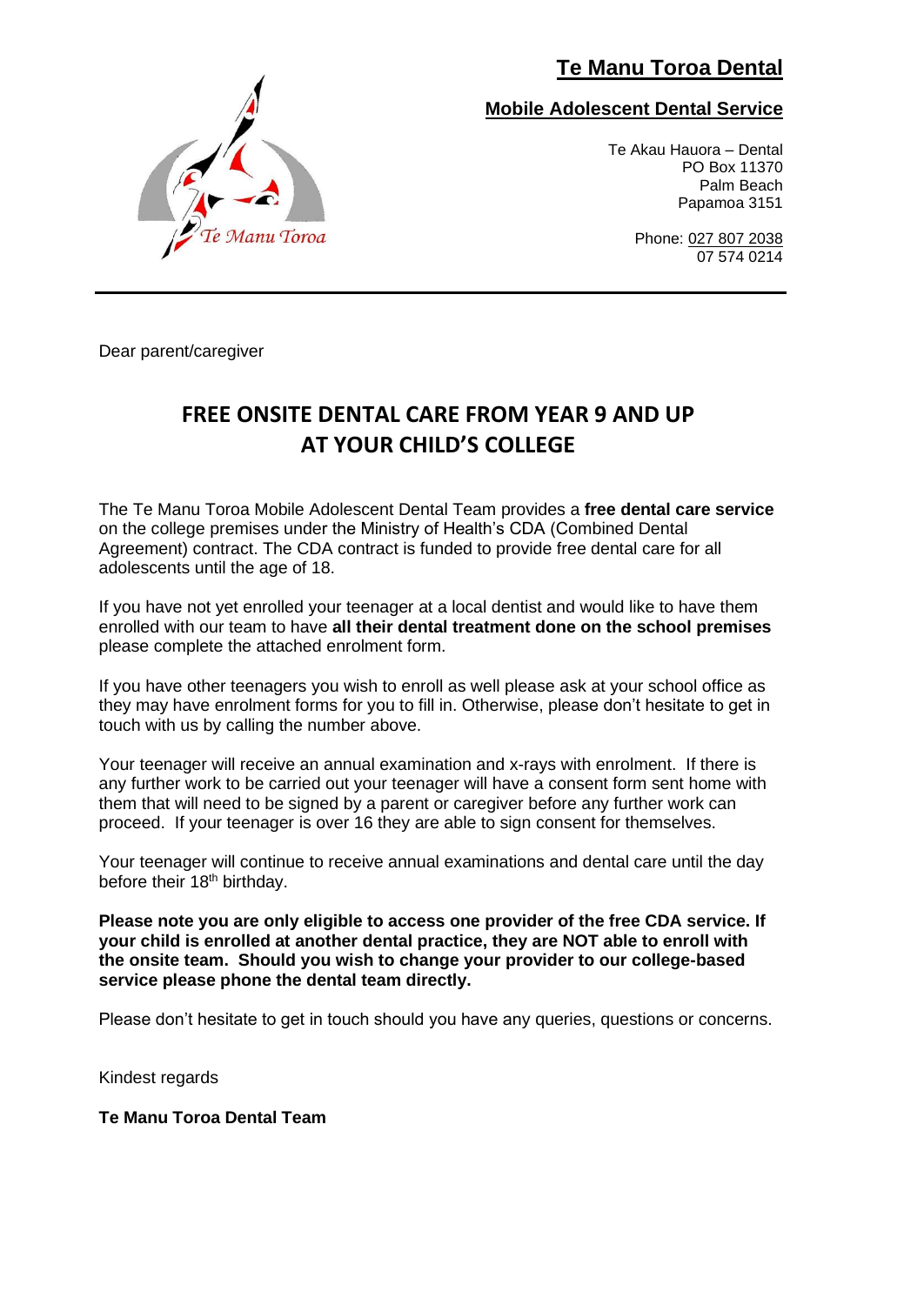# Te Manu Toroa Dental

## Mobile Adolescent Dental Service

Te Akau Hauora – Dental
PO Box 11370
Palm Beach
Papamoa 3151

Phone: 027 807 2038
07 574 0214

Dear parent/caregiver

## FREE ONSITE DENTAL CARE FROM YEAR 9 AND UP AT YOUR CHILD'S COLLEGE

The Te Manu Toroa Mobile Adolescent Dental Team provides a **free dental care service** on the college premises under the Ministry of Health's CDA (Combined Dental Agreement) contract. The CDA contract is funded to provide free dental care for all adolescents until the age of 18.

If you have not yet enrolled your teenager at a local dentist and would like to have them enrolled with our team to have **all their dental treatment done on the school premises** please complete the attached enrolment form.

If you have other teenagers you wish to enroll as well please ask at your school office as they may have enrolment forms for you to fill in. Otherwise, please don't hesitate to get in touch with us by calling the number above.

Your teenager will receive an annual examination and x-rays with enrolment. If there is any further work to be carried out your teenager will have a consent form sent home with them that will need to be signed by a parent or caregiver before any further work can proceed. If your teenager is over 16 they are able to sign consent for themselves.

Your teenager will continue to receive annual examinations and dental care until the day before their 18th birthday.

**Please note you are only eligible to access one provider of the free CDA service. If your child is enrolled at another dental practice, they are NOT able to enroll with the onsite team. Should you wish to change your provider to our college-based service please phone the dental team directly.**

Please don't hesitate to get in touch should you have any queries, questions or concerns.

Kindest regards

**Te Manu Toroa Dental Team**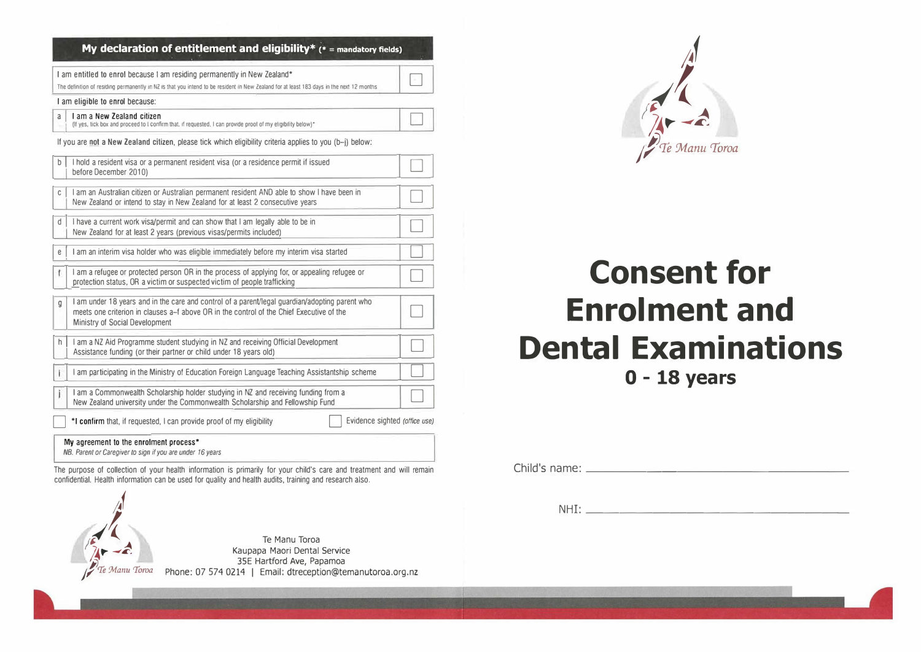## My declaration of entitlement and eligibility* (* = mandatory fields)

| | | |
|---|---|---|
| **I am entitled to enrol** because I am residing permanently in New Zealand* <br> The definition of residing permanently in NZ is that you intend to be resident in New Zealand for at least 183 days in the next 12 months | | ☐ |

**I am eligible to enrol because:**

| | | |
|---|---|---|
| a | **I am a New Zealand citizen** <br> (If yes, tick box and proceed to I confirm that, if requested, I can provide proof of my eligibility below)* | ☐ |

If you are **not** a **New Zealand citizen**, please tick which eligibility criteria applies to you (b–j) below:

| | | |
|---|---|---|
| b | I hold a resident visa or a permanent resident visa (or a residence permit if issued before December 2010) | ☐ |
| c | I am an Australian citizen or Australian permanent resident AND able to show I have been in New Zealand or intend to stay in New Zealand for at least 2 consecutive years | ☐ |
| d | I have a current work visa/permit and can show that I am legally able to be in New Zealand for at least 2 years (previous visas/permits included) | ☐ |
| e | I am an interim visa holder who was eligible immediately before my interim visa started | ☐ |
| f | I am a refugee or protected person OR in the process of applying for, or appealing refugee or protection status, OR a victim or suspected victim of people trafficking | ☐ |
| g | I am under 18 years and in the care and control of a parent/legal guardian/adopting parent who meets one criterion in clauses a–f above OR in the control of the Chief Executive of the Ministry of Social Development | ☐ |
| h | I am a NZ Aid Programme student studying in NZ and receiving Official Development Assistance funding (or their partner or child under 18 years old) | ☐ |
| i | I am participating in the Ministry of Education Foreign Language Teaching Assistantship scheme | ☐ |
| j | I am a Commonwealth Scholarship holder studying in NZ and receiving funding from a New Zealand university under the Commonwealth Scholarship and Fellowship Fund | ☐ |

☐ ***I confirm** that, if requested, I can provide proof of my eligibility ☐ Evidence sighted *(office use)*

**My agreement to the enrolment process***
*NB. Parent or Caregiver to sign if you are under 16 years*

The purpose of collection of your health information is primarily for your child's care and treatment and will remain confidential. Health information can be used for quality and health audits, training and research also.

Te Manu Toroa

Te Manu Toroa
Kaupapa Maori Dental Service
35E Hartford Ave, Papamoa
Phone: 07 574 0214 | Email: dtreception@temanutoroa.org.nz

Te Manu Toroa

# Consent for Enrolment and Dental Examinations
## 0 - 18 years

Child's name: ______________________

NHI: ______________________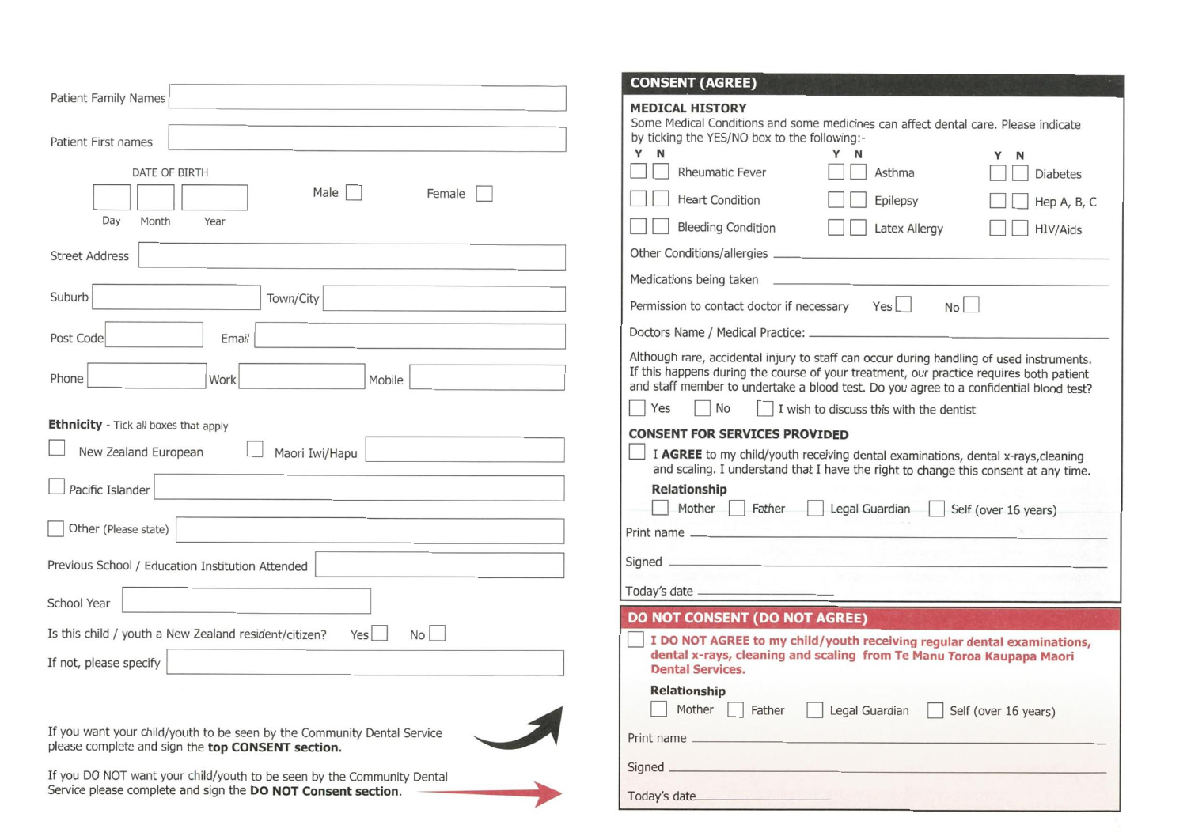Patient Family Names

Patient First names

DATE OF BIRTH

Day Month Year

Male ☐ Female ☐

Street Address

Suburb Town/City

Post Code Email

Phone Work Mobile

**Ethnicity** - Tick all boxes that apply

☐ New Zealand European ☐ Maori Iwi/Hapu

☐ Pacific Islander

☐ Other (Please state)

Previous School / Education Institution Attended

School Year

Is this child / youth a New Zealand resident/citizen? Yes ☐ No ☐

If not, please specify

If you want your child/youth to be seen by the Community Dental Service please complete and sign the **top CONSENT section.**

If you DO NOT want your child/youth to be seen by the Community Dental Service please complete and sign the **DO NOT Consent section**.

## CONSENT (AGREE)

### MEDICAL HISTORY

Some Medical Conditions and some medicines can affect dental care. Please indicate by ticking the YES/NO box to the following:-

| Y | N | | Y | N | | Y | N | |
|---|---|---|---|---|---|---|---|---|
| ☐ | ☐ | Rheumatic Fever | ☐ | ☐ | Asthma | ☐ | ☐ | Diabetes |
| ☐ | ☐ | Heart Condition | ☐ | ☐ | Epilepsy | ☐ | ☐ | Hep A, B, C |
| ☐ | ☐ | Bleeding Condition | ☐ | ☐ | Latex Allergy | ☐ | ☐ | HIV/Aids |

Other Conditions/allergies ____________________

Medications being taken ____________________

Permission to contact doctor if necessary Yes ☐ No ☐

Doctors Name / Medical Practice: ____________________

Although rare, accidental injury to staff can occur during handling of used instruments. If this happens during the course of your treatment, our practice requires both patient and staff member to undertake a blood test. Do you agree to a confidential blood test?

☐ Yes ☐ No ☐ I wish to discuss this with the dentist

### CONSENT FOR SERVICES PROVIDED

☐ I **AGREE** to my child/youth receiving dental examinations, dental x-rays,cleaning and scaling. I understand that I have the right to change this consent at any time.

**Relationship**

☐ Mother ☐ Father ☐ Legal Guardian ☐ Self (over 16 years)

Print name ____________________

Signed ____________________

Today's date ____________________

## DO NOT CONSENT (DO NOT AGREE)

☐ **I DO NOT AGREE to my child/youth receiving regular dental examinations, dental x-rays, cleaning and scaling from Te Manu Toroa Kaupapa Maori Dental Services.**

**Relationship**

☐ Mother ☐ Father ☐ Legal Guardian ☐ Self (over 16 years)

Print name ____________________

Signed ____________________

Today's date ____________________